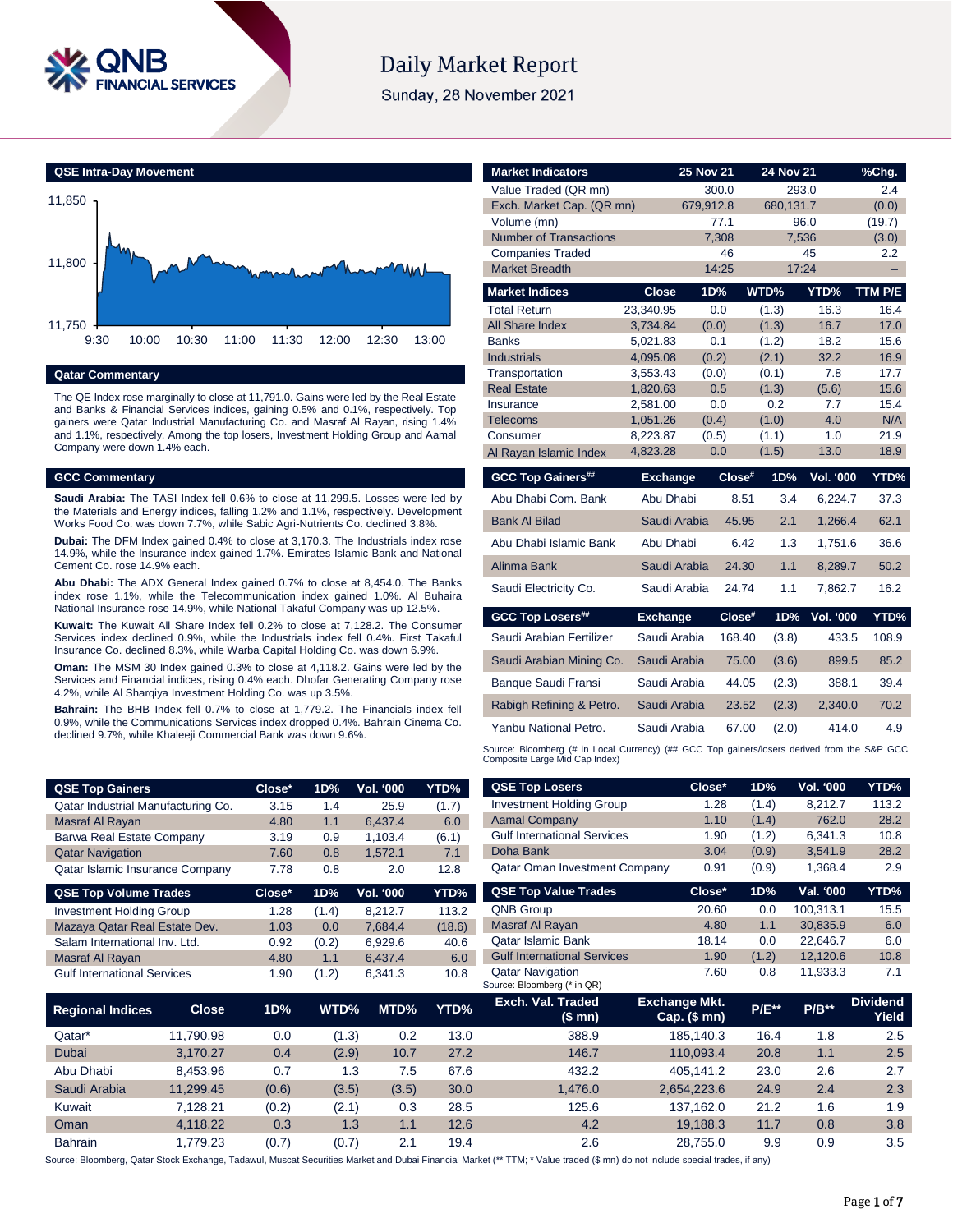# Daily Market Report

Sunday, 28 November 2021

## QSE Intra-Day Movement

## Qatar Commentary

The QE Index rose marginally to close at 11,791.0. Gains were led by the Real Estate and Banks & Financial Services indices, gaining 0.5% and 0.1%, respectively. Top gainers were Qatar Industrial Manufacturing Co. and Masraf Al Rayan, rising 1.4% and 1.1%, respectively. Among the top losers, Investment Holding Group and Aamal Company were down 1.4% each.

## GCC Commentary

**Saudi Arabia:** The TASI Index fell 0.6% to close at 11,299.5. Losses were led by the Materials and Energy indices, falling 1.2% and 1.1%, respectively. Development Works Food Co. was down 7.7%, while Sabic Agri-Nutrients Co. declined 3.8%.

**Dubai:** The DFM Index gained 0.4% to close at 3,170.3. The Industrials index rose 14.9%, while the Insurance index gained 1.7%. Emirates Islamic Bank and National Cement Co. rose 14.9% each.

**Abu Dhabi:** The ADX General Index gained 0.7% to close at 8,454.0. The Banks index rose 1.1%, while the Telecommunication index gained 1.0%. Al Buhaira National Insurance rose 14.9%, while National Takaful Company was up 12.5%.

**Kuwait:** The Kuwait All Share Index fell 0.2% to close at 7,128.2. The Consumer Services index declined 0.9%, while the Industrials index fell 0.4%. First Takaful Insurance Co. declined 8.3%, while Warba Capital Holding Co. was down 6.9%.

**Oman:** The MSM 30 Index gained 0.3% to close at 4,118.2. Gains were led by the Services and Financial indices, rising 0.4% each. Dhofar Generating Company rose 4.2%, while Al Sharqiya Investment Holding Co. was up 3.5%.

**Bahrain:** The BHB Index fell 0.7% to close at 1,779.2. The Financials index fell 0.9%, while the Communications Services index dropped 0.4%. Bahrain Cinema Co. declined 9.7%, while Khaleeji Commercial Bank was down 9.6%.

| Market Indicators | 25 Nov 21 | 24 Nov 21 | %Chg. |
|---|---|---|---|
| Value Traded (QR mn) | 300.0 | 293.0 | 2.4 |
| Exch. Market Cap. (QR mn) | 679,912.8 | 680,131.7 | (0.0) |
| Volume (mn) | 77.1 | 96.0 | (19.7) |
| Number of Transactions | 7,308 | 7,536 | (3.0) |
| Companies Traded | 46 | 45 | 2.2 |
| Market Breadth | 14:25 | 17:24 | – |

| Market Indices | Close | 1D% | WTD% | YTD% | TTM P/E |
|---|---|---|---|---|---|
| Total Return | 23,340.95 | 0.0 | (1.3) | 16.3 | 16.4 |
| All Share Index | 3,734.84 | (0.0) | (1.3) | 16.7 | 17.0 |
| Banks | 5,021.83 | 0.1 | (1.2) | 18.2 | 15.6 |
| Industrials | 4,095.08 | (0.2) | (2.1) | 32.2 | 16.9 |
| Transportation | 3,553.43 | (0.0) | (0.1) | 7.8 | 17.7 |
| Real Estate | 1,820.63 | 0.5 | (1.3) | (5.6) | 15.6 |
| Insurance | 2,581.00 | 0.0 | 0.2 | 7.7 | 15.4 |
| Telecoms | 1,051.26 | (0.4) | (1.0) | 4.0 | N/A |
| Consumer | 8,223.87 | (0.5) | (1.1) | 1.0 | 21.9 |
| Al Rayan Islamic Index | 4,823.28 | 0.0 | (1.5) | 13.0 | 18.9 |

| GCC Top Gainers## | Exchange | Close# | 1D% | Vol. '000 | YTD% |
|---|---|---|---|---|---|
| Abu Dhabi Com. Bank | Abu Dhabi | 8.51 | 3.4 | 6,224.7 | 37.3 |
| Bank Al Bilad | Saudi Arabia | 45.95 | 2.1 | 1,266.4 | 62.1 |
| Abu Dhabi Islamic Bank | Abu Dhabi | 6.42 | 1.3 | 1,751.6 | 36.6 |
| Alinma Bank | Saudi Arabia | 24.30 | 1.1 | 8,289.7 | 50.2 |
| Saudi Electricity Co. | Saudi Arabia | 24.74 | 1.1 | 7,862.7 | 16.2 |

| GCC Top Losers## | Exchange | Close# | 1D% | Vol. '000 | YTD% |
|---|---|---|---|---|---|
| Saudi Arabian Fertilizer | Saudi Arabia | 168.40 | (3.8) | 433.5 | 108.9 |
| Saudi Arabian Mining Co. | Saudi Arabia | 75.00 | (3.6) | 899.5 | 85.2 |
| Banque Saudi Fransi | Saudi Arabia | 44.05 | (2.3) | 388.1 | 39.4 |
| Rabigh Refining & Petro. | Saudi Arabia | 23.52 | (2.3) | 2,340.0 | 70.2 |
| Yanbu National Petro. | Saudi Arabia | 67.00 | (2.0) | 414.0 | 4.9 |

Source: Bloomberg (# in Local Currency) (## GCC Top gainers/losers derived from the S&P GCC Composite Large Mid Cap Index)

| QSE Top Gainers | Close* | 1D% | Vol. '000 | YTD% |
|---|---|---|---|---|
| Qatar Industrial Manufacturing Co. | 3.15 | 1.4 | 25.9 | (1.7) |
| Masraf Al Rayan | 4.80 | 1.1 | 6,437.4 | 6.0 |
| Barwa Real Estate Company | 3.19 | 0.9 | 1,103.4 | (6.1) |
| Qatar Navigation | 7.60 | 0.8 | 1,572.1 | 7.1 |
| Qatar Islamic Insurance Company | 7.78 | 0.8 | 2.0 | 12.8 |

| QSE Top Volume Trades | Close* | 1D% | Vol. '000 | YTD% |
|---|---|---|---|---|
| Investment Holding Group | 1.28 | (1.4) | 8,212.7 | 113.2 |
| Mazaya Qatar Real Estate Dev. | 1.03 | 0.0 | 7,684.4 | (18.6) |
| Salam International Inv. Ltd. | 0.92 | (0.2) | 6,929.6 | 40.6 |
| Masraf Al Rayan | 4.80 | 1.1 | 6,437.4 | 6.0 |
| Gulf International Services | 1.90 | (1.2) | 6,341.3 | 10.8 |

| QSE Top Losers | Close* | 1D% | Vol. '000 | YTD% |
|---|---|---|---|---|
| Investment Holding Group | 1.28 | (1.4) | 8,212.7 | 113.2 |
| Aamal Company | 1.10 | (1.4) | 762.0 | 28.2 |
| Gulf International Services | 1.90 | (1.2) | 6,341.3 | 10.8 |
| Doha Bank | 3.04 | (0.9) | 3,541.9 | 28.2 |
| Qatar Oman Investment Company | 0.91 | (0.9) | 1,368.4 | 2.9 |

| QSE Top Value Trades | Close* | 1D% | Val. '000 | YTD% |
|---|---|---|---|---|
| QNB Group | 20.60 | 0.0 | 100,313.1 | 15.5 |
| Masraf Al Rayan | 4.80 | 1.1 | 30,835.9 | 6.0 |
| Qatar Islamic Bank | 18.14 | 0.0 | 22,646.7 | 6.0 |
| Gulf International Services | 1.90 | (1.2) | 12,120.6 | 10.8 |
| Qatar Navigation | 7.60 | 0.8 | 11,933.3 | 7.1 |

Source: Bloomberg (* in QR)

| Regional Indices | Close | 1D% | WTD% | MTD% | YTD% | Exch. Val. Traded ($ mn) | Exchange Mkt. Cap. ($ mn) | P/E** | P/B** | Dividend Yield |
|---|---|---|---|---|---|---|---|---|---|---|
| Qatar* | 11,790.98 | 0.0 | (1.3) | 0.2 | 13.0 | 388.9 | 185,140.3 | 16.4 | 1.8 | 2.5 |
| Dubai | 3,170.27 | 0.4 | (2.9) | 10.7 | 27.2 | 146.7 | 110,093.4 | 20.8 | 1.1 | 2.5 |
| Abu Dhabi | 8,453.96 | 0.7 | 1.3 | 7.5 | 67.6 | 432.2 | 405,141.2 | 23.0 | 2.6 | 2.7 |
| Saudi Arabia | 11,299.45 | (0.6) | (3.5) | (3.5) | 30.0 | 1,476.0 | 2,654,223.6 | 24.9 | 2.4 | 2.3 |
| Kuwait | 7,128.21 | (0.2) | (2.1) | 0.3 | 28.5 | 125.6 | 137,162.0 | 21.2 | 1.6 | 1.9 |
| Oman | 4,118.22 | 0.3 | 1.3 | 1.1 | 12.6 | 4.2 | 19,188.3 | 11.7 | 0.8 | 3.8 |
| Bahrain | 1,779.23 | (0.7) | (0.7) | 2.1 | 19.4 | 2.6 | 28,755.0 | 9.9 | 0.9 | 3.5 |

Source: Bloomberg, Qatar Stock Exchange, Tadawul, Muscat Securities Market and Dubai Financial Market (** TTM; * Value traded ($ mn) do not include special trades, if any)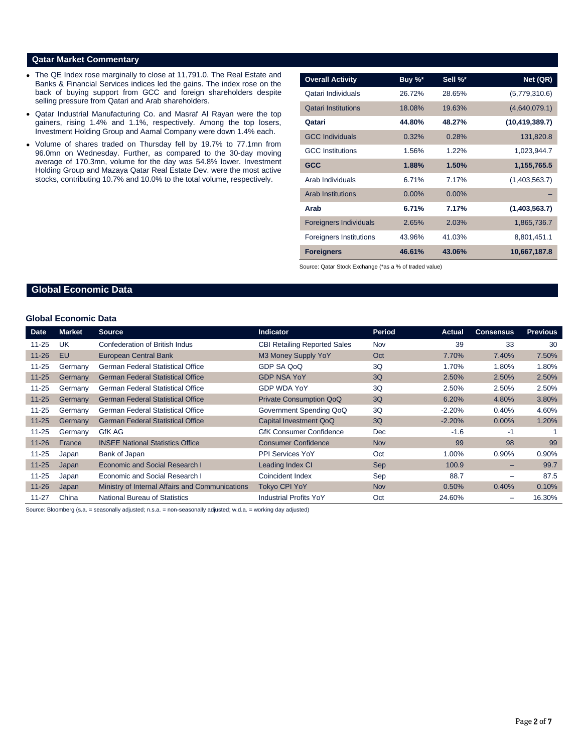## Qatar Market Commentary

- The QE Index rose marginally to close at 11,791.0. The Real Estate and Banks & Financial Services indices led the gains. The index rose on the back of buying support from GCC and foreign shareholders despite selling pressure from Qatari and Arab shareholders.
- Qatar Industrial Manufacturing Co. and Masraf Al Rayan were the top gainers, rising 1.4% and 1.1%, respectively. Among the top losers, Investment Holding Group and Aamal Company were down 1.4% each.
- Volume of shares traded on Thursday fell by 19.7% to 77.1mn from 96.0mn on Wednesday. Further, as compared to the 30-day moving average of 170.3mn, volume for the day was 54.8% lower. Investment Holding Group and Mazaya Qatar Real Estate Dev. were the most active stocks, contributing 10.7% and 10.0% to the total volume, respectively.

| Overall Activity | Buy %* | Sell %* | Net (QR) |
|---|---|---|---|
| Qatari Individuals | 26.72% | 28.65% | (5,779,310.6) |
| Qatari Institutions | 18.08% | 19.63% | (4,640,079.1) |
| **Qatari** | **44.80%** | **48.27%** | **(10,419,389.7)** |
| GCC Individuals | 0.32% | 0.28% | 131,820.8 |
| GCC Institutions | 1.56% | 1.22% | 1,023,944.7 |
| **GCC** | **1.88%** | **1.50%** | **1,155,765.5** |
| Arab Individuals | 6.71% | 7.17% | (1,403,563.7) |
| Arab Institutions | 0.00% | 0.00% | – |
| **Arab** | **6.71%** | **7.17%** | **(1,403,563.7)** |
| Foreigners Individuals | 2.65% | 2.03% | 1,865,736.7 |
| Foreigners Institutions | 43.96% | 41.03% | 8,801,451.1 |
| **Foreigners** | **46.61%** | **43.06%** | **10,667,187.8** |

Source: Qatar Stock Exchange (*as a % of traded value)

## Global Economic Data

### Global Economic Data

| Date | Market | Source | Indicator | Period | Actual | Consensus | Previous |
|---|---|---|---|---|---|---|---|
| 11-25 | UK | Confederation of British Indus | CBI Retailing Reported Sales | Nov | 39 | 33 | 30 |
| 11-26 | EU | European Central Bank | M3 Money Supply YoY | Oct | 7.70% | 7.40% | 7.50% |
| 11-25 | Germany | German Federal Statistical Office | GDP SA QoQ | 3Q | 1.70% | 1.80% | 1.80% |
| 11-25 | Germany | German Federal Statistical Office | GDP NSA YoY | 3Q | 2.50% | 2.50% | 2.50% |
| 11-25 | Germany | German Federal Statistical Office | GDP WDA YoY | 3Q | 2.50% | 2.50% | 2.50% |
| 11-25 | Germany | German Federal Statistical Office | Private Consumption QoQ | 3Q | 6.20% | 4.80% | 3.80% |
| 11-25 | Germany | German Federal Statistical Office | Government Spending QoQ | 3Q | -2.20% | 0.40% | 4.60% |
| 11-25 | Germany | German Federal Statistical Office | Capital Investment QoQ | 3Q | -2.20% | 0.00% | 1.20% |
| 11-25 | Germany | GfK AG | GfK Consumer Confidence | Dec | -1.6 | -1 | 1 |
| 11-26 | France | INSEE National Statistics Office | Consumer Confidence | Nov | 99 | 98 | 99 |
| 11-25 | Japan | Bank of Japan | PPI Services YoY | Oct | 1.00% | 0.90% | 0.90% |
| 11-25 | Japan | Economic and Social Research I | Leading Index CI | Sep | 100.9 | – | 99.7 |
| 11-25 | Japan | Economic and Social Research I | Coincident Index | Sep | 88.7 | – | 87.5 |
| 11-26 | Japan | Ministry of Internal Affairs and Communications | Tokyo CPI YoY | Nov | 0.50% | 0.40% | 0.10% |
| 11-27 | China | National Bureau of Statistics | Industrial Profits YoY | Oct | 24.60% | – | 16.30% |

Source: Bloomberg (s.a. = seasonally adjusted; n.s.a. = non-seasonally adjusted; w.d.a. = working day adjusted)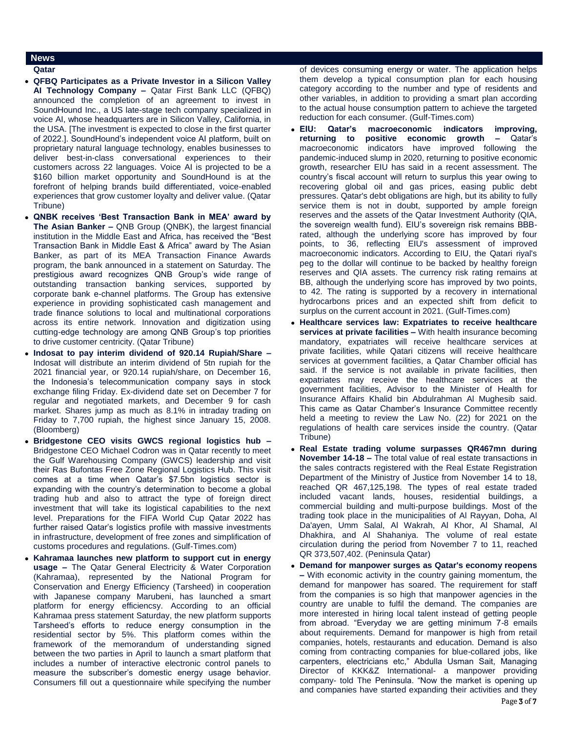## News

### Qatar

- **QFBQ Participates as a Private Investor in a Silicon Valley AI Technology Company –** Qatar First Bank LLC (QFBQ) announced the completion of an agreement to invest in SoundHound Inc., a US late-stage tech company specialized in voice AI, whose headquarters are in Silicon Valley, California, in the USA. [The investment is expected to close in the first quarter of 2022.]. SoundHound's independent voice AI platform, built on proprietary natural language technology, enables businesses to deliver best-in-class conversational experiences to their customers across 22 languages. Voice AI is projected to be a $160 billion market opportunity and SoundHound is at the forefront of helping brands build differentiated, voice-enabled experiences that grow customer loyalty and deliver value. (Qatar Tribune)
- **QNBK receives 'Best Transaction Bank in MEA' award by The Asian Banker –** QNB Group (QNBK), the largest financial institution in the Middle East and Africa, has received the "Best Transaction Bank in Middle East & Africa" award by The Asian Banker, as part of its MEA Transaction Finance Awards program, the bank announced in a statement on Saturday. The prestigious award recognizes QNB Group's wide range of outstanding transaction banking services, supported by corporate bank e-channel platforms. The Group has extensive experience in providing sophisticated cash management and trade finance solutions to local and multinational corporations across its entire network. Innovation and digitization using cutting-edge technology are among QNB Group's top priorities to drive customer centricity. (Qatar Tribune)
- **Indosat to pay interim dividend of 920.14 Rupiah/Share –** Indosat will distribute an interim dividend of 5tn rupiah for the 2021 financial year, or 920.14 rupiah/share, on December 16, the Indonesia's telecommunication company says in stock exchange filing Friday. Ex-dividend date set on December 7 for regular and negotiated markets, and December 9 for cash market. Shares jump as much as 8.1% in intraday trading on Friday to 7,700 rupiah, the highest since January 15, 2008. (Bloomberg)
- **Bridgestone CEO visits GWCS regional logistics hub –** Bridgestone CEO Michael Codron was in Qatar recently to meet the Gulf Warehousing Company (GWCS) leadership and visit their Ras Bufontas Free Zone Regional Logistics Hub. This visit comes at a time when Qatar's $7.5bn logistics sector is expanding with the country's determination to become a global trading hub and also to attract the type of foreign direct investment that will take its logistical capabilities to the next level. Preparations for the FIFA World Cup Qatar 2022 has further raised Qatar's logistics profile with massive investments in infrastructure, development of free zones and simplification of customs procedures and regulations. (Gulf-Times.com)
- **Kahramaa launches new platform to support cut in energy usage –** The Qatar General Electricity & Water Corporation (Kahramaa), represented by the National Program for Conservation and Energy Efficiency (Tarsheed) in cooperation with Japanese company Marubeni, has launched a smart platform for energy efficiencsy. According to an official Kahramaa press statement Saturday, the new platform supports Tarsheed's efforts to reduce energy consumption in the residential sector by 5%. This platform comes within the framework of the memorandum of understanding signed between the two parties in April to launch a smart platform that includes a number of interactive electronic control panels to measure the subscriber's domestic energy usage behavior. Consumers fill out a questionnaire while specifying the number of devices consuming energy or water. The application helps them develop a typical consumption plan for each housing category according to the number and type of residents and other variables, in addition to providing a smart plan according to the actual house consumption pattern to achieve the targeted reduction for each consumer. (Gulf-Times.com)
- **EIU: Qatar's macroeconomic indicators improving, returning to positive economic growth –** Qatar's macroeconomic indicators have improved following the pandemic-induced slump in 2020, returning to positive economic growth, researcher EIU has said in a recent assessment. The country's fiscal account will return to surplus this year owing to recovering global oil and gas prices, easing public debt pressures. Qatar's debt obligations are high, but its ability to fully service them is not in doubt, supported by ample foreign reserves and the assets of the Qatar Investment Authority (QIA, the sovereign wealth fund). EIU's sovereign risk remains BBB-rated, although the underlying score has improved by four points, to 36, reflecting EIU's assessment of improved macroeconomic indicators. According to EIU, the Qatari riyal's peg to the dollar will continue to be backed by healthy foreign reserves and QIA assets. The currency risk rating remains at BB, although the underlying score has improved by two points, to 42. The rating is supported by a recovery in international hydrocarbons prices and an expected shift from deficit to surplus on the current account in 2021. (Gulf-Times.com)
- **Healthcare services law: Expatriates to receive healthcare services at private facilities –** With health insurance becoming mandatory, expatriates will receive healthcare services at private facilities, while Qatari citizens will receive healthcare services at government facilities, a Qatar Chamber official has said. If the service is not available in private facilities, then expatriates may receive the healthcare services at the government facilities, Advisor to the Minister of Health for Insurance Affairs Khalid bin Abdulrahman Al Mughesib said. This came as Qatar Chamber's Insurance Committee recently held a meeting to review the Law No. (22) for 2021 on the regulations of health care services inside the country. (Qatar Tribune)
- **Real Estate trading volume surpasses QR467mn during November 14-18 –** The total value of real estate transactions in the sales contracts registered with the Real Estate Registration Department of the Ministry of Justice from November 14 to 18, reached QR 467,125,198. The types of real estate traded included vacant lands, houses, residential buildings, a commercial building and multi-purpose buildings. Most of the trading took place in the municipalities of Al Rayyan, Doha, Al Da'ayen, Umm Salal, Al Wakrah, Al Khor, Al Shamal, Al Dhakhira, and Al Shahaniya. The volume of real estate circulation during the period from November 7 to 11, reached QR 373,507,402. (Peninsula Qatar)
- **Demand for manpower surges as Qatar's economy reopens –** With economic activity in the country gaining momentum, the demand for manpower has soared. The requirement for staff from the companies is so high that manpower agencies in the country are unable to fulfil the demand. The companies are more interested in hiring local talent instead of getting people from abroad. "Everyday we are getting minimum 7-8 emails about requirements. Demand for manpower is high from retail companies, hotels, restaurants and education. Demand is also coming from contracting companies for blue-collared jobs, like carpenters, electricians etc," Abdulla Usman Sait, Managing Director of KKK&Z International- a manpower providing company- told The Peninsula. "Now the market is opening up and companies have started expanding their activities and they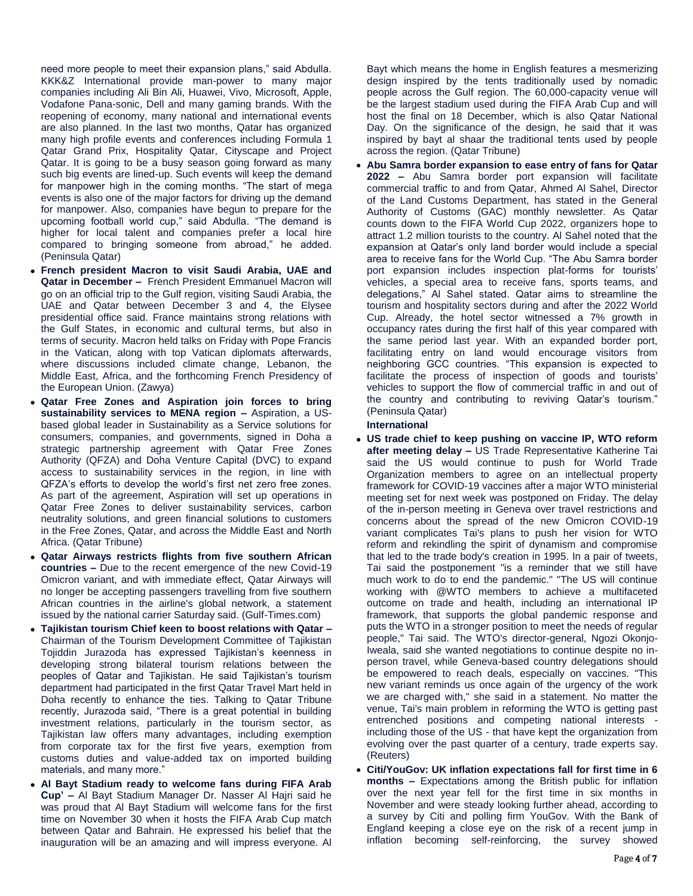need more people to meet their expansion plans," said Abdulla. KKK&Z International provide man-power to many major companies including Ali Bin Ali, Huawei, Vivo, Microsoft, Apple, Vodafone Pana-sonic, Dell and many gaming brands. With the reopening of economy, many national and international events are also planned. In the last two months, Qatar has organized many high profile events and conferences including Formula 1 Qatar Grand Prix, Hospitality Qatar, Cityscape and Project Qatar. It is going to be a busy season going forward as many such big events are lined-up. Such events will keep the demand for manpower high in the coming months. "The start of mega events is also one of the major factors for driving up the demand for manpower. Also, companies have begun to prepare for the upcoming football world cup," said Abdulla. "The demand is higher for local talent and companies prefer a local hire compared to bringing someone from abroad," he added. (Peninsula Qatar)

- **French president Macron to visit Saudi Arabia, UAE and Qatar in December –** French President Emmanuel Macron will go on an official trip to the Gulf region, visiting Saudi Arabia, the UAE and Qatar between December 3 and 4, the Elysee presidential office said. France maintains strong relations with the Gulf States, in economic and cultural terms, but also in terms of security. Macron held talks on Friday with Pope Francis in the Vatican, along with top Vatican diplomats afterwards, where discussions included climate change, Lebanon, the Middle East, Africa, and the forthcoming French Presidency of the European Union. (Zawya)
- **Qatar Free Zones and Aspiration join forces to bring sustainability services to MENA region –** Aspiration, a US-based global leader in Sustainability as a Service solutions for consumers, companies, and governments, signed in Doha a strategic partnership agreement with Qatar Free Zones Authority (QFZA) and Doha Venture Capital (DVC) to expand access to sustainability services in the region, in line with QFZA's efforts to develop the world's first net zero free zones. As part of the agreement, Aspiration will set up operations in Qatar Free Zones to deliver sustainability services, carbon neutrality solutions, and green financial solutions to customers in the Free Zones, Qatar, and across the Middle East and North Africa. (Qatar Tribune)
- **Qatar Airways restricts flights from five southern African countries –** Due to the recent emergence of the new Covid-19 Omicron variant, and with immediate effect, Qatar Airways will no longer be accepting passengers travelling from five southern African countries in the airline's global network, a statement issued by the national carrier Saturday said. (Gulf-Times.com)
- **Tajikistan tourism Chief keen to boost relations with Qatar –** Chairman of the Tourism Development Committee of Tajikistan Tojiddin Jurazoda has expressed Tajikistan's keenness in developing strong bilateral tourism relations between the peoples of Qatar and Tajikistan. He said Tajikistan's tourism department had participated in the first Qatar Travel Mart held in Doha recently to enhance the ties. Talking to Qatar Tribune recently, Jurazoda said, "There is a great potential in building investment relations, particularly in the tourism sector, as Tajikistan law offers many advantages, including exemption from corporate tax for the first five years, exemption from customs duties and value-added tax on imported building materials, and many more."
- **Al Bayt Stadium ready to welcome fans during FIFA Arab Cup' –** Al Bayt Stadium Manager Dr. Nasser Al Hajri said he was proud that Al Bayt Stadium will welcome fans for the first time on November 30 when it hosts the FIFA Arab Cup match between Qatar and Bahrain. He expressed his belief that the inauguration will be an amazing and will impress everyone. Al Bayt which means the home in English features a mesmerizing design inspired by the tents traditionally used by nomadic people across the Gulf region. The 60,000-capacity venue will be the largest stadium used during the FIFA Arab Cup and will host the final on 18 December, which is also Qatar National Day. On the significance of the design, he said that it was inspired by bayt al shaar the traditional tents used by people across the region. (Qatar Tribune)
- **Abu Samra border expansion to ease entry of fans for Qatar 2022 –** Abu Samra border port expansion will facilitate commercial traffic to and from Qatar, Ahmed Al Sahel, Director of the Land Customs Department, has stated in the General Authority of Customs (GAC) monthly newsletter. As Qatar counts down to the FIFA World Cup 2022, organizers hope to attract 1.2 million tourists to the country. Al Sahel noted that the expansion at Qatar's only land border would include a special area to receive fans for the World Cup. "The Abu Samra border port expansion includes inspection plat-forms for tourists' vehicles, a special area to receive fans, sports teams, and delegations," Al Sahel stated. Qatar aims to streamline the tourism and hospitality sectors during and after the 2022 World Cup. Already, the hotel sector witnessed a 7% growth in occupancy rates during the first half of this year compared with the same period last year. With an expanded border port, facilitating entry on land would encourage visitors from neighboring GCC countries. "This expansion is expected to facilitate the process of inspection of goods and tourists' vehicles to support the flow of commercial traffic in and out of the country and contributing to reviving Qatar's tourism." (Peninsula Qatar)

**International**

- **US trade chief to keep pushing on vaccine IP, WTO reform after meeting delay –** US Trade Representative Katherine Tai said the US would continue to push for World Trade Organization members to agree on an intellectual property framework for COVID-19 vaccines after a major WTO ministerial meeting set for next week was postponed on Friday. The delay of the in-person meeting in Geneva over travel restrictions and concerns about the spread of the new Omicron COVID-19 variant complicates Tai's plans to push her vision for WTO reform and rekindling the spirit of dynamism and compromise that led to the trade body's creation in 1995. In a pair of tweets, Tai said the postponement "is a reminder that we still have much work to do to end the pandemic." "The US will continue working with @WTO members to achieve a multifaceted outcome on trade and health, including an international IP framework, that supports the global pandemic response and puts the WTO in a stronger position to meet the needs of regular people," Tai said. The WTO's director-general, Ngozi Okonjo-Iweala, said she wanted negotiations to continue despite no in-person travel, while Geneva-based country delegations should be empowered to reach deals, especially on vaccines. "This new variant reminds us once again of the urgency of the work we are charged with," she said in a statement. No matter the venue, Tai's main problem in reforming the WTO is getting past entrenched positions and competing national interests - including those of the US - that have kept the organization from evolving over the past quarter of a century, trade experts say. (Reuters)
- **Citi/YouGov: UK inflation expectations fall for first time in 6 months –** Expectations among the British public for inflation over the next year fell for the first time in six months in November and were steady looking further ahead, according to a survey by Citi and polling firm YouGov. With the Bank of England keeping a close eye on the risk of a recent jump in inflation becoming self-reinforcing, the survey showed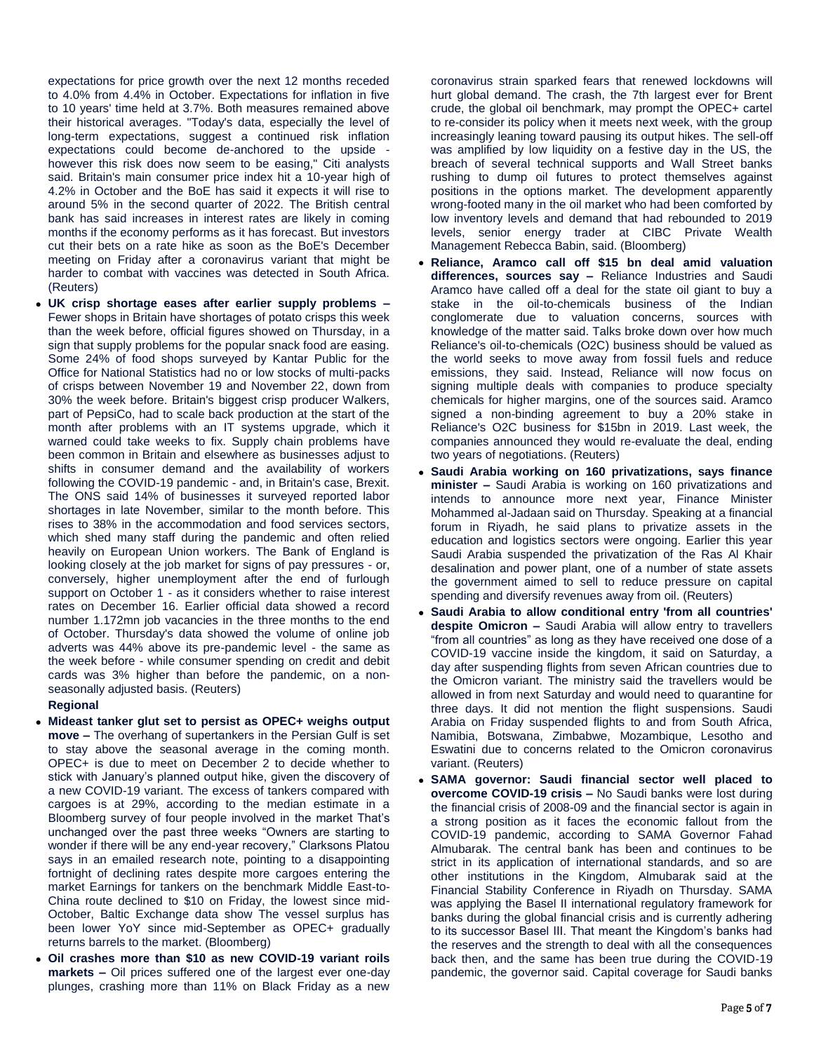expectations for price growth over the next 12 months receded to 4.0% from 4.4% in October. Expectations for inflation in five to 10 years' time held at 3.7%. Both measures remained above their historical averages. "Today's data, especially the level of long-term expectations, suggest a continued risk inflation expectations could become de-anchored to the upside - however this risk does now seem to be easing," Citi analysts said. Britain's main consumer price index hit a 10-year high of 4.2% in October and the BoE has said it expects it will rise to around 5% in the second quarter of 2022. The British central bank has said increases in interest rates are likely in coming months if the economy performs as it has forecast. But investors cut their bets on a rate hike as soon as the BoE's December meeting on Friday after a coronavirus variant that might be harder to combat with vaccines was detected in South Africa. (Reuters)

- **UK crisp shortage eases after earlier supply problems –** Fewer shops in Britain have shortages of potato crisps this week than the week before, official figures showed on Thursday, in a sign that supply problems for the popular snack food are easing. Some 24% of food shops surveyed by Kantar Public for the Office for National Statistics had no or low stocks of multi-packs of crisps between November 19 and November 22, down from 30% the week before. Britain's biggest crisp producer Walkers, part of PepsiCo, had to scale back production at the start of the month after problems with an IT systems upgrade, which it warned could take weeks to fix. Supply chain problems have been common in Britain and elsewhere as businesses adjust to shifts in consumer demand and the availability of workers following the COVID-19 pandemic - and, in Britain's case, Brexit. The ONS said 14% of businesses it surveyed reported labor shortages in late November, similar to the month before. This rises to 38% in the accommodation and food services sectors, which shed many staff during the pandemic and often relied heavily on European Union workers. The Bank of England is looking closely at the job market for signs of pay pressures - or, conversely, higher unemployment after the end of furlough support on October 1 - as it considers whether to raise interest rates on December 16. Earlier official data showed a record number 1.172mn job vacancies in the three months to the end of October. Thursday's data showed the volume of online job adverts was 44% above its pre-pandemic level - the same as the week before - while consumer spending on credit and debit cards was 3% higher than before the pandemic, on a non-seasonally adjusted basis. (Reuters)

**Regional**

- **Mideast tanker glut set to persist as OPEC+ weighs output move –** The overhang of supertankers in the Persian Gulf is set to stay above the seasonal average in the coming month. OPEC+ is due to meet on December 2 to decide whether to stick with January's planned output hike, given the discovery of a new COVID-19 variant. The excess of tankers compared with cargoes is at 29%, according to the median estimate in a Bloomberg survey of four people involved in the market That's unchanged over the past three weeks "Owners are starting to wonder if there will be any end-year recovery," Clarksons Platou says in an emailed research note, pointing to a disappointing fortnight of declining rates despite more cargoes entering the market Earnings for tankers on the benchmark Middle East-to-China route declined to $10 on Friday, the lowest since mid-October, Baltic Exchange data show The vessel surplus has been lower YoY since mid-September as OPEC+ gradually returns barrels to the market. (Bloomberg)
- **Oil crashes more than $10 as new COVID-19 variant roils markets –** Oil prices suffered one of the largest ever one-day plunges, crashing more than 11% on Black Friday as a new coronavirus strain sparked fears that renewed lockdowns will hurt global demand. The crash, the 7th largest ever for Brent crude, the global oil benchmark, may prompt the OPEC+ cartel to re-consider its policy when it meets next week, with the group increasingly leaning toward pausing its output hikes. The sell-off was amplified by low liquidity on a festive day in the US, the breach of several technical supports and Wall Street banks rushing to dump oil futures to protect themselves against positions in the options market. The development apparently wrong-footed many in the oil market who had been comforted by low inventory levels and demand that had rebounded to 2019 levels, senior energy trader at CIBC Private Wealth Management Rebecca Babin, said. (Bloomberg)
- **Reliance, Aramco call off $15 bn deal amid valuation differences, sources say –** Reliance Industries and Saudi Aramco have called off a deal for the state oil giant to buy a stake in the oil-to-chemicals business of the Indian conglomerate due to valuation concerns, sources with knowledge of the matter said. Talks broke down over how much Reliance's oil-to-chemicals (O2C) business should be valued as the world seeks to move away from fossil fuels and reduce emissions, they said. Instead, Reliance will now focus on signing multiple deals with companies to produce specialty chemicals for higher margins, one of the sources said. Aramco signed a non-binding agreement to buy a 20% stake in Reliance's O2C business for $15bn in 2019. Last week, the companies announced they would re-evaluate the deal, ending two years of negotiations. (Reuters)
- **Saudi Arabia working on 160 privatizations, says finance minister –** Saudi Arabia is working on 160 privatizations and intends to announce more next year, Finance Minister Mohammed al-Jadaan said on Thursday. Speaking at a financial forum in Riyadh, he said plans to privatize assets in the education and logistics sectors were ongoing. Earlier this year Saudi Arabia suspended the privatization of the Ras Al Khair desalination and power plant, one of a number of state assets the government aimed to sell to reduce pressure on capital spending and diversify revenues away from oil. (Reuters)
- **Saudi Arabia to allow conditional entry 'from all countries' despite Omicron –** Saudi Arabia will allow entry to travellers "from all countries" as long as they have received one dose of a COVID-19 vaccine inside the kingdom, it said on Saturday, a day after suspending flights from seven African countries due to the Omicron variant. The ministry said the travellers would be allowed in from next Saturday and would need to quarantine for three days. It did not mention the flight suspensions. Saudi Arabia on Friday suspended flights to and from South Africa, Namibia, Botswana, Zimbabwe, Mozambique, Lesotho and Eswatini due to concerns related to the Omicron coronavirus variant. (Reuters)
- **SAMA governor: Saudi financial sector well placed to overcome COVID-19 crisis –** No Saudi banks were lost during the financial crisis of 2008-09 and the financial sector is again in a strong position as it faces the economic fallout from the COVID-19 pandemic, according to SAMA Governor Fahad Almubarak. The central bank has been and continues to be strict in its application of international standards, and so are other institutions in the Kingdom, Almubarak said at the Financial Stability Conference in Riyadh on Thursday. SAMA was applying the Basel II international regulatory framework for banks during the global financial crisis and is currently adhering to its successor Basel III. That meant the Kingdom's banks had the reserves and the strength to deal with all the consequences back then, and the same has been true during the COVID-19 pandemic, the governor said. Capital coverage for Saudi banks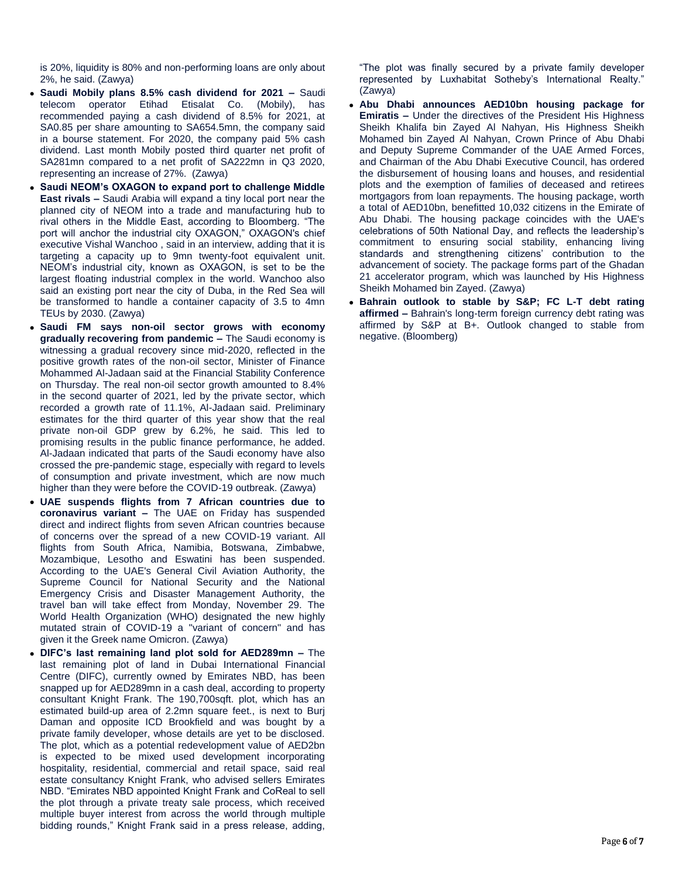is 20%, liquidity is 80% and non-performing loans are only about 2%, he said. (Zawya)

- **Saudi Mobily plans 8.5% cash dividend for 2021 –** Saudi telecom operator Etihad Etisalat Co. (Mobily), has recommended paying a cash dividend of 8.5% for 2021, at SA0.85 per share amounting to SA654.5mn, the company said in a bourse statement. For 2020, the company paid 5% cash dividend. Last month Mobily posted third quarter net profit of SA281mn compared to a net profit of SA222mn in Q3 2020, representing an increase of 27%. (Zawya)
- **Saudi NEOM's OXAGON to expand port to challenge Middle East rivals –** Saudi Arabia will expand a tiny local port near the planned city of NEOM into a trade and manufacturing hub to rival others in the Middle East, according to Bloomberg. "The port will anchor the industrial city OXAGON," OXAGON's chief executive Vishal Wanchoo , said in an interview, adding that it is targeting a capacity up to 9mn twenty-foot equivalent unit. NEOM's industrial city, known as OXAGON, is set to be the largest floating industrial complex in the world. Wanchoo also said an existing port near the city of Duba, in the Red Sea will be transformed to handle a container capacity of 3.5 to 4mn TEUs by 2030. (Zawya)
- **Saudi FM says non-oil sector grows with economy gradually recovering from pandemic –** The Saudi economy is witnessing a gradual recovery since mid-2020, reflected in the positive growth rates of the non-oil sector, Minister of Finance Mohammed Al-Jadaan said at the Financial Stability Conference on Thursday. The real non-oil sector growth amounted to 8.4% in the second quarter of 2021, led by the private sector, which recorded a growth rate of 11.1%, Al-Jadaan said. Preliminary estimates for the third quarter of this year show that the real private non-oil GDP grew by 6.2%, he said. This led to promising results in the public finance performance, he added. Al-Jadaan indicated that parts of the Saudi economy have also crossed the pre-pandemic stage, especially with regard to levels of consumption and private investment, which are now much higher than they were before the COVID-19 outbreak. (Zawya)
- **UAE suspends flights from 7 African countries due to coronavirus variant –** The UAE on Friday has suspended direct and indirect flights from seven African countries because of concerns over the spread of a new COVID-19 variant. All flights from South Africa, Namibia, Botswana, Zimbabwe, Mozambique, Lesotho and Eswatini has been suspended. According to the UAE's General Civil Aviation Authority, the Supreme Council for National Security and the National Emergency Crisis and Disaster Management Authority, the travel ban will take effect from Monday, November 29. The World Health Organization (WHO) designated the new highly mutated strain of COVID-19 a "variant of concern" and has given it the Greek name Omicron. (Zawya)
- **DIFC's last remaining land plot sold for AED289mn –** The last remaining plot of land in Dubai International Financial Centre (DIFC), currently owned by Emirates NBD, has been snapped up for AED289mn in a cash deal, according to property consultant Knight Frank. The 190,700sqft. plot, which has an estimated build-up area of 2.2mn square feet., is next to Burj Daman and opposite ICD Brookfield and was bought by a private family developer, whose details are yet to be disclosed. The plot, which as a potential redevelopment value of AED2bn is expected to be mixed used development incorporating hospitality, residential, commercial and retail space, said real estate consultancy Knight Frank, who advised sellers Emirates NBD. "Emirates NBD appointed Knight Frank and CoReal to sell the plot through a private treaty sale process, which received multiple buyer interest from across the world through multiple bidding rounds," Knight Frank said in a press release, adding, "The plot was finally secured by a private family developer represented by Luxhabitat Sotheby's International Realty." (Zawya)
- **Abu Dhabi announces AED10bn housing package for Emiratis –** Under the directives of the President His Highness Sheikh Khalifa bin Zayed Al Nahyan, His Highness Sheikh Mohamed bin Zayed Al Nahyan, Crown Prince of Abu Dhabi and Deputy Supreme Commander of the UAE Armed Forces, and Chairman of the Abu Dhabi Executive Council, has ordered the disbursement of housing loans and houses, and residential plots and the exemption of families of deceased and retirees mortgagors from loan repayments. The housing package, worth a total of AED10bn, benefitted 10,032 citizens in the Emirate of Abu Dhabi. The housing package coincides with the UAE's celebrations of 50th National Day, and reflects the leadership's commitment to ensuring social stability, enhancing living standards and strengthening citizens' contribution to the advancement of society. The package forms part of the Ghadan 21 accelerator program, which was launched by His Highness Sheikh Mohamed bin Zayed. (Zawya)
- **Bahrain outlook to stable by S&P; FC L-T debt rating affirmed –** Bahrain's long-term foreign currency debt rating was affirmed by S&P at B+. Outlook changed to stable from negative. (Bloomberg)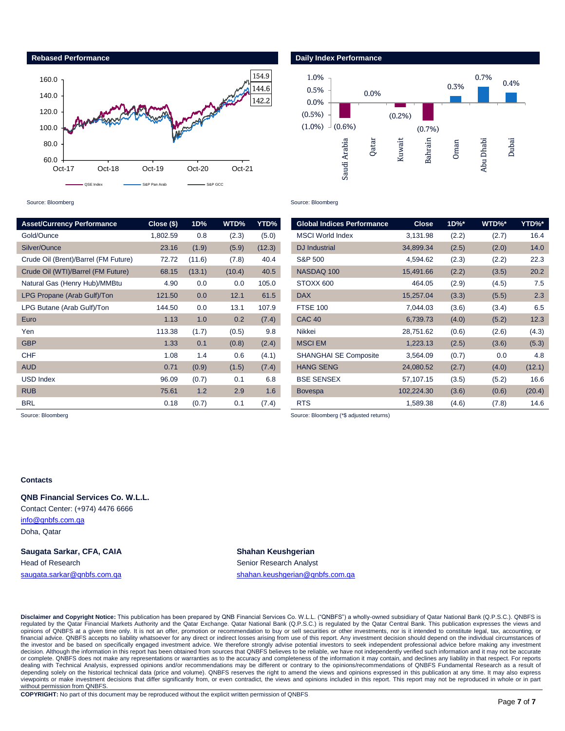**Rebased Performance**

160.0
140.0
120.0
100.0
80.0
60.0

Oct-17 Oct-18 Oct-19 Oct-20 Oct-21

154.9
144.6
142.2

QSE Index S&P Pan Arab S&P GCC

Source: Bloomberg

**Daily Index Performance**

1.0%
0.5%
0.0%
(0.5%)
(1.0%)

(0.6%) 0.0% (0.2%) (0.7%) 0.3% 0.7% 0.4%

Saudi Arabia Qatar Kuwait Bahrain Oman Abu Dhabi Dubai

Source: Bloomberg

| Asset/Currency Performance | Close ($) | 1D% | WTD% | YTD% |
|---|---|---|---|---|
| Gold/Ounce | 1,802.59 | 0.8 | (2.3) | (5.0) |
| Silver/Ounce | 23.16 | (1.9) | (5.9) | (12.3) |
| Crude Oil (Brent)/Barrel (FM Future) | 72.72 | (11.6) | (7.8) | 40.4 |
| Crude Oil (WTI)/Barrel (FM Future) | 68.15 | (13.1) | (10.4) | 40.5 |
| Natural Gas (Henry Hub)/MMBtu | 4.90 | 0.0 | 0.0 | 105.0 |
| LPG Propane (Arab Gulf)/Ton | 121.50 | 0.0 | 12.1 | 61.5 |
| LPG Butane (Arab Gulf)/Ton | 144.50 | 0.0 | 13.1 | 107.9 |
| Euro | 1.13 | 1.0 | 0.2 | (7.4) |
| Yen | 113.38 | (1.7) | (0.5) | 9.8 |
| GBP | 1.33 | 0.1 | (0.8) | (2.4) |
| CHF | 1.08 | 1.4 | 0.6 | (4.1) |
| AUD | 0.71 | (0.9) | (1.5) | (7.4) |
| USD Index | 96.09 | (0.7) | 0.1 | 6.8 |
| RUB | 75.61 | 1.2 | 2.9 | 1.6 |
| BRL | 0.18 | (0.7) | 0.1 | (7.4) |

Source: Bloomberg

| Global Indices Performance | Close | 1D%* | WTD%* | YTD%* |
|---|---|---|---|---|
| MSCI World Index | 3,131.98 | (2.2) | (2.7) | 16.4 |
| DJ Industrial | 34,899.34 | (2.5) | (2.0) | 14.0 |
| S&P 500 | 4,594.62 | (2.3) | (2.2) | 22.3 |
| NASDAQ 100 | 15,491.66 | (2.2) | (3.5) | 20.2 |
| STOXX 600 | 464.05 | (2.9) | (4.5) | 7.5 |
| DAX | 15,257.04 | (3.3) | (5.5) | 2.3 |
| FTSE 100 | 7,044.03 | (3.6) | (3.4) | 6.5 |
| CAC 40 | 6,739.73 | (4.0) | (5.2) | 12.3 |
| Nikkei | 28,751.62 | (0.6) | (2.6) | (4.3) |
| MSCI EM | 1,223.13 | (2.5) | (3.6) | (5.3) |
| SHANGHAI SE Composite | 3,564.09 | (0.7) | 0.0 | 4.8 |
| HANG SENG | 24,080.52 | (2.7) | (4.0) | (12.1) |
| BSE SENSEX | 57,107.15 | (3.5) | (5.2) | 16.6 |
| Bovespa | 102,224.30 | (3.6) | (0.6) | (20.4) |
| RTS | 1,589.38 | (4.6) | (7.8) | 14.6 |

Source: Bloomberg (*$ adjusted returns)

**Contacts**

**QNB Financial Services Co. W.L.L.**
Contact Center: (+974) 4476 6666
info@qnbfs.com.qa
Doha, Qatar

**Saugata Sarkar, CFA, CAIA**
Head of Research
saugata.sarkar@qnbfs.com.qa

**Shahan Keushgerian**
Senior Research Analyst
shahan.keushgerian@qnbfs.com.qa

**Disclaimer and Copyright Notice:** This publication has been prepared by QNB Financial Services Co. W.L.L. ("QNBFS") a wholly-owned subsidiary of Qatar National Bank (Q.P.S.C.). QNBFS is regulated by the Qatar Financial Markets Authority and the Qatar Exchange. Qatar National Bank (Q.P.S.C.) is regulated by the Qatar Central Bank. This publication expresses the views and opinions of QNBFS at a given time only. It is not an offer, promotion or recommendation to buy or sell securities or other investments, nor is it intended to constitute legal, tax, accounting, or financial advice. QNBFS accepts no liability whatsoever for any direct or indirect losses arising from use of this report. Any investment decision should depend on the individual circumstances of the investor and be based on specifically engaged investment advice. We therefore strongly advise potential investors to seek independent professional advice before making any investment decision. Although the information in this report has been obtained from sources that QNBFS believes to be reliable, we have not independently verified such information and it may not be accurate or complete. QNBFS does not make any representations or warranties as to the accuracy and completeness of the information it may contain, and declines any liability in that respect. For reports dealing with Technical Analysis, expressed opinions and/or recommendations may be different or contrary to the opinions/recommendations of QNBFS Fundamental Research as a result of depending solely on the historical technical data (price and volume). QNBFS reserves the right to amend the views and opinions expressed in this publication at any time. It may also express viewpoints or make investment decisions that differ significantly from, or even contradict, the views and opinions included in this report. This report may not be reproduced in whole or in part without permission from QNBFS.

**COPYRIGHT:** No part of this document may be reproduced without the explicit written permission of QNBFS